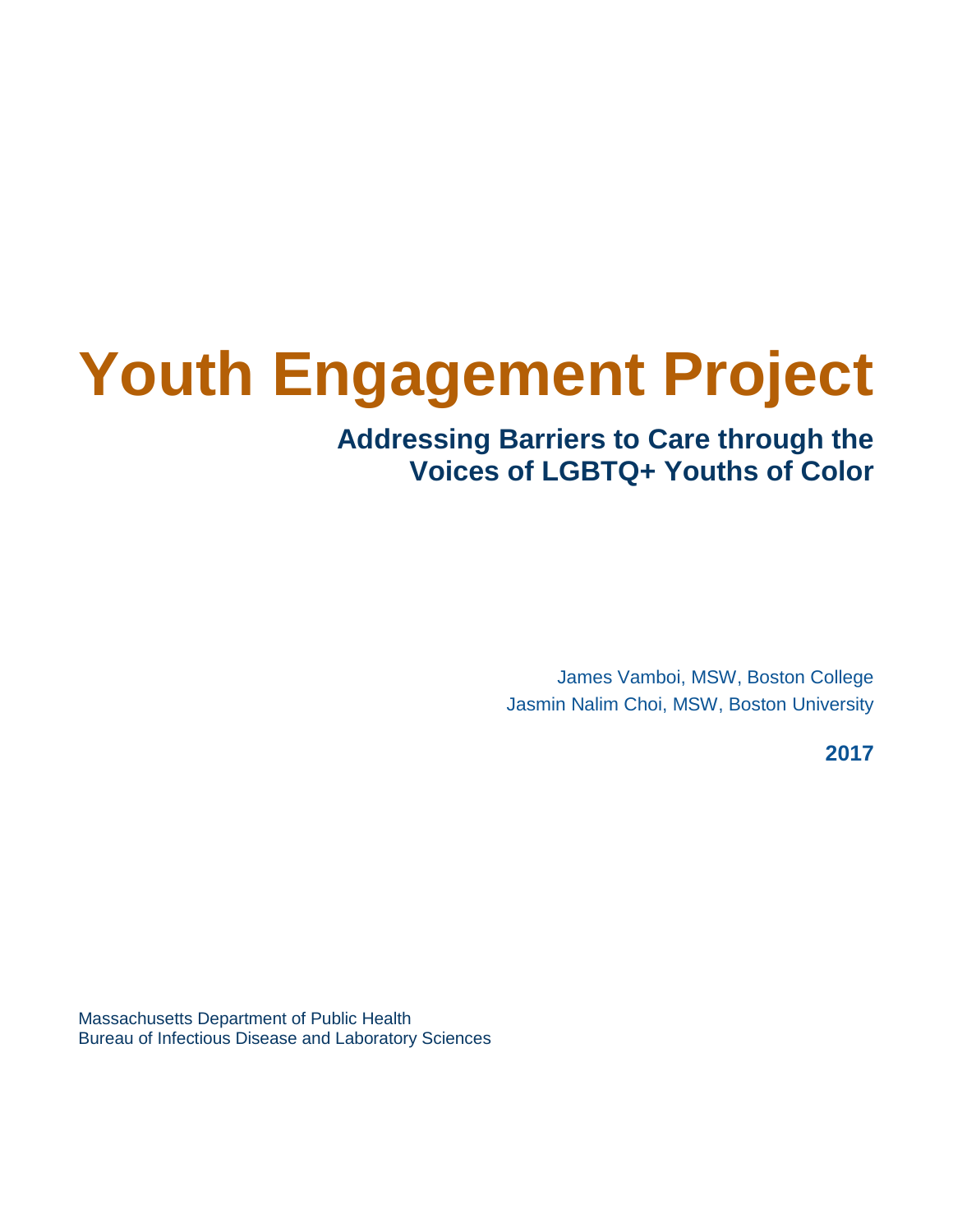# Youth Engagement Project

## Addressing Barriers to Care through the Voices of LGBTQ+ Youths of Color

James Vamboi, MSW, Boston College
Jasmin Nalim Choi, MSW, Boston University

**2017**

Massachusetts Department of Public Health
Bureau of Infectious Disease and Laboratory Sciences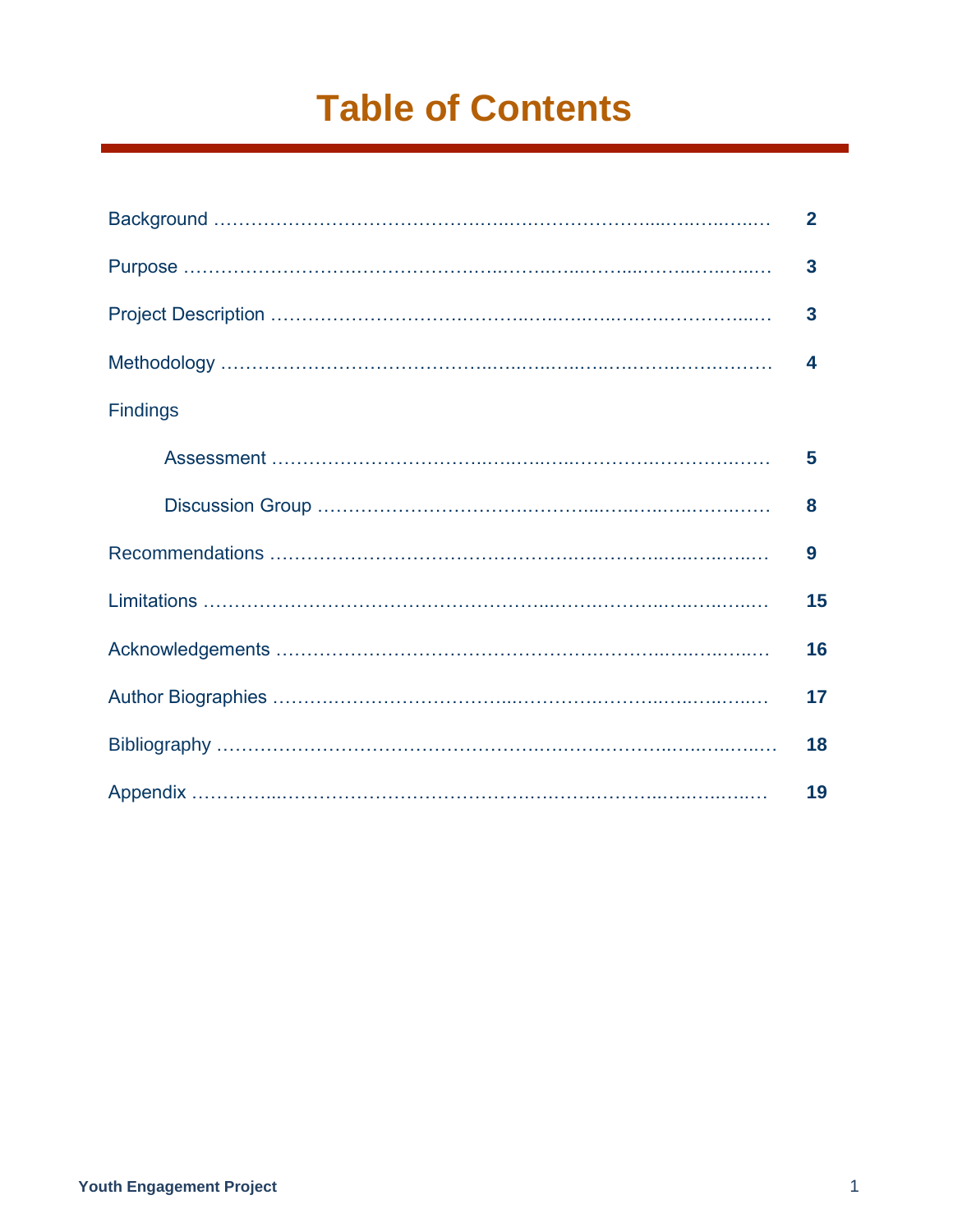# Table of Contents

| Section | Page |
|---|---|
| Background | 2 |
| Purpose | 3 |
| Project Description | 3 |
| Methodology | 4 |
| Findings | |
| Assessment | 5 |
| Discussion Group | 8 |
| Recommendations | 9 |
| Limitations | 15 |
| Acknowledgements | 16 |
| Author Biographies | 17 |
| Bibliography | 18 |
| Appendix | 19 |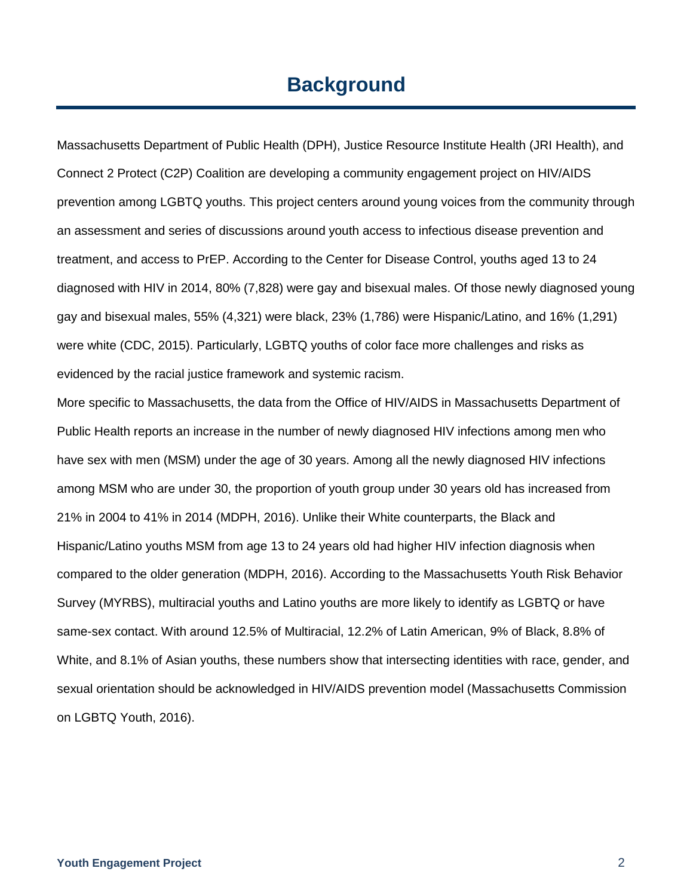# Background

Massachusetts Department of Public Health (DPH), Justice Resource Institute Health (JRI Health), and Connect 2 Protect (C2P) Coalition are developing a community engagement project on HIV/AIDS prevention among LGBTQ youths. This project centers around young voices from the community through an assessment and series of discussions around youth access to infectious disease prevention and treatment, and access to PrEP. According to the Center for Disease Control, youths aged 13 to 24 diagnosed with HIV in 2014, 80% (7,828) were gay and bisexual males. Of those newly diagnosed young gay and bisexual males, 55% (4,321) were black, 23% (1,786) were Hispanic/Latino, and 16% (1,291) were white (CDC, 2015). Particularly, LGBTQ youths of color face more challenges and risks as evidenced by the racial justice framework and systemic racism.

More specific to Massachusetts, the data from the Office of HIV/AIDS in Massachusetts Department of Public Health reports an increase in the number of newly diagnosed HIV infections among men who have sex with men (MSM) under the age of 30 years. Among all the newly diagnosed HIV infections among MSM who are under 30, the proportion of youth group under 30 years old has increased from 21% in 2004 to 41% in 2014 (MDPH, 2016). Unlike their White counterparts, the Black and Hispanic/Latino youths MSM from age 13 to 24 years old had higher HIV infection diagnosis when compared to the older generation (MDPH, 2016). According to the Massachusetts Youth Risk Behavior Survey (MYRBS), multiracial youths and Latino youths are more likely to identify as LGBTQ or have same-sex contact. With around 12.5% of Multiracial, 12.2% of Latin American, 9% of Black, 8.8% of White, and 8.1% of Asian youths, these numbers show that intersecting identities with race, gender, and sexual orientation should be acknowledged in HIV/AIDS prevention model (Massachusetts Commission on LGBTQ Youth, 2016).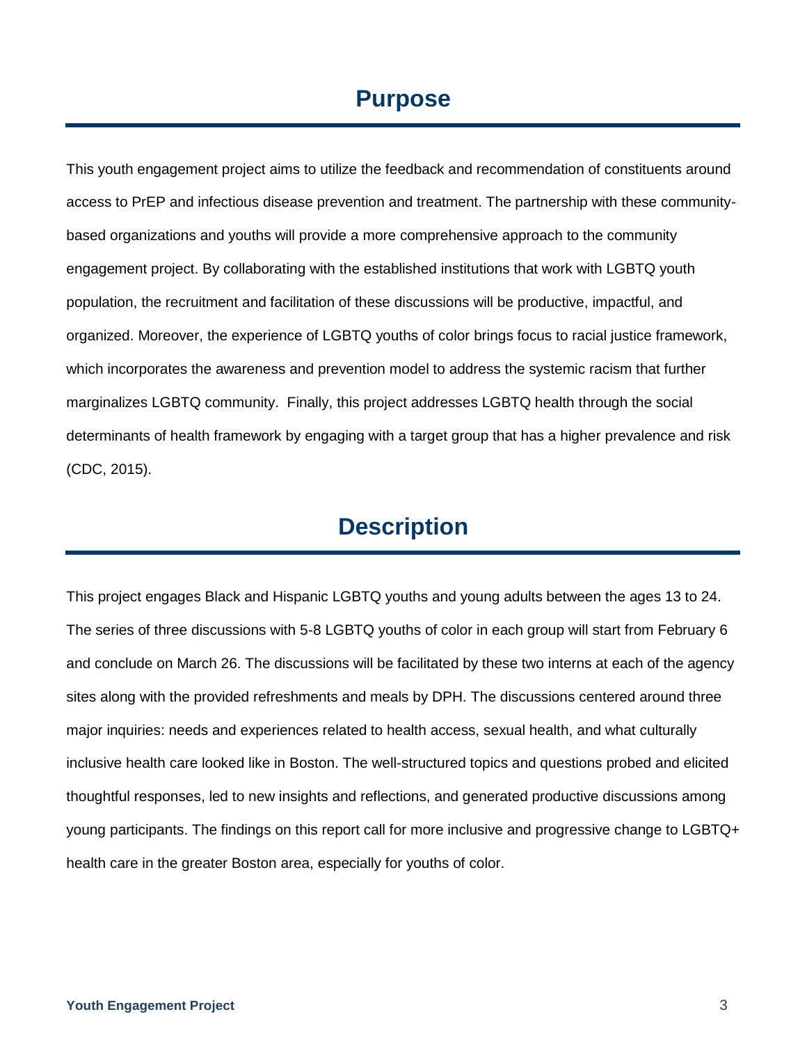# Purpose

This youth engagement project aims to utilize the feedback and recommendation of constituents around access to PrEP and infectious disease prevention and treatment. The partnership with these community-based organizations and youths will provide a more comprehensive approach to the community engagement project. By collaborating with the established institutions that work with LGBTQ youth population, the recruitment and facilitation of these discussions will be productive, impactful, and organized. Moreover, the experience of LGBTQ youths of color brings focus to racial justice framework, which incorporates the awareness and prevention model to address the systemic racism that further marginalizes LGBTQ community. Finally, this project addresses LGBTQ health through the social determinants of health framework by engaging with a target group that has a higher prevalence and risk (CDC, 2015).

# Description

This project engages Black and Hispanic LGBTQ youths and young adults between the ages 13 to 24. The series of three discussions with 5-8 LGBTQ youths of color in each group will start from February 6 and conclude on March 26. The discussions will be facilitated by these two interns at each of the agency sites along with the provided refreshments and meals by DPH. The discussions centered around three major inquiries: needs and experiences related to health access, sexual health, and what culturally inclusive health care looked like in Boston. The well-structured topics and questions probed and elicited thoughtful responses, led to new insights and reflections, and generated productive discussions among young participants. The findings on this report call for more inclusive and progressive change to LGBTQ+ health care in the greater Boston area, especially for youths of color.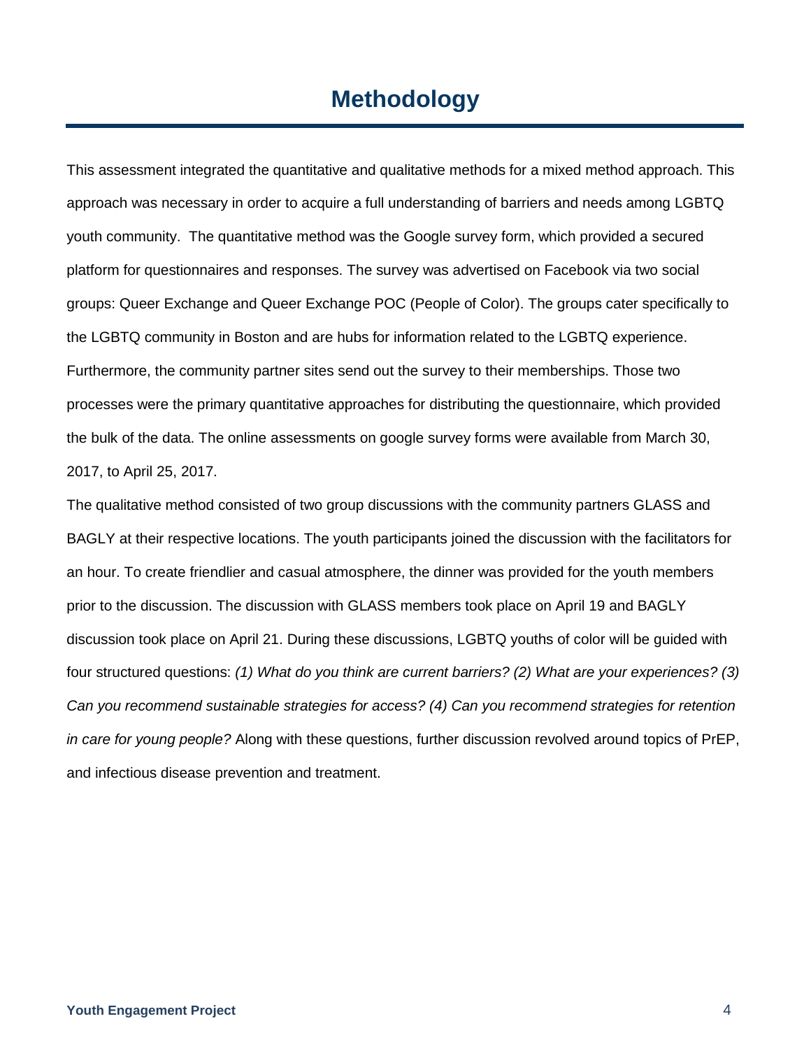# Methodology

This assessment integrated the quantitative and qualitative methods for a mixed method approach. This approach was necessary in order to acquire a full understanding of barriers and needs among LGBTQ youth community. The quantitative method was the Google survey form, which provided a secured platform for questionnaires and responses. The survey was advertised on Facebook via two social groups: Queer Exchange and Queer Exchange POC (People of Color). The groups cater specifically to the LGBTQ community in Boston and are hubs for information related to the LGBTQ experience. Furthermore, the community partner sites send out the survey to their memberships. Those two processes were the primary quantitative approaches for distributing the questionnaire, which provided the bulk of the data. The online assessments on google survey forms were available from March 30, 2017, to April 25, 2017.

The qualitative method consisted of two group discussions with the community partners GLASS and BAGLY at their respective locations. The youth participants joined the discussion with the facilitators for an hour. To create friendlier and casual atmosphere, the dinner was provided for the youth members prior to the discussion. The discussion with GLASS members took place on April 19 and BAGLY discussion took place on April 21. During these discussions, LGBTQ youths of color will be guided with four structured questions: *(1) What do you think are current barriers? (2) What are your experiences? (3) Can you recommend sustainable strategies for access? (4) Can you recommend strategies for retention in care for young people?* Along with these questions, further discussion revolved around topics of PrEP, and infectious disease prevention and treatment.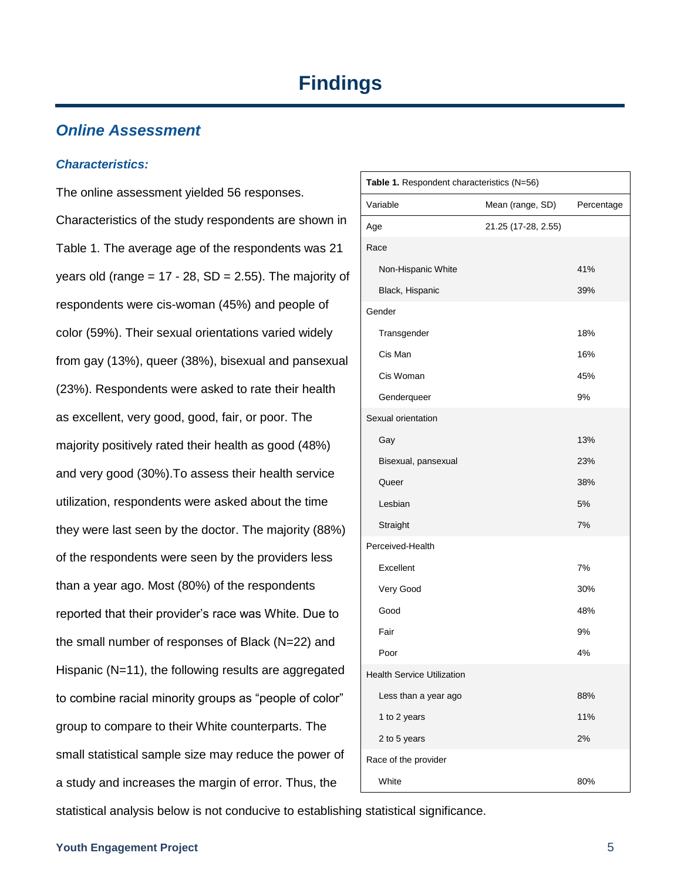# Findings

## *Online Assessment*

### *Characteristics:*

The online assessment yielded 56 responses. Characteristics of the study respondents are shown in Table 1. The average age of the respondents was 21 years old (range = 17 - 28, SD = 2.55). The majority of respondents were cis-woman (45%) and people of color (59%). Their sexual orientations varied widely from gay (13%), queer (38%), bisexual and pansexual (23%). Respondents were asked to rate their health as excellent, very good, good, fair, or poor. The majority positively rated their health as good (48%) and very good (30%).To assess their health service utilization, respondents were asked about the time they were last seen by the doctor. The majority (88%) of the respondents were seen by the providers less than a year ago. Most (80%) of the respondents reported that their provider's race was White. Due to the small number of responses of Black (N=22) and Hispanic (N=11), the following results are aggregated to combine racial minority groups as "people of color" group to compare to their White counterparts. The small statistical sample size may reduce the power of a study and increases the margin of error. Thus, the statistical analysis below is not conducive to establishing statistical significance.

**Table 1.** Respondent characteristics (N=56)

| Variable | Mean (range, SD) | Percentage |
|---|---|---|
| Age | 21.25 (17-28, 2.55) | |
| Race | | |
| Non-Hispanic White | | 41% |
| Black, Hispanic | | 39% |
| Gender | | |
| Transgender | | 18% |
| Cis Man | | 16% |
| Cis Woman | | 45% |
| Genderqueer | | 9% |
| Sexual orientation | | |
| Gay | | 13% |
| Bisexual, pansexual | | 23% |
| Queer | | 38% |
| Lesbian | | 5% |
| Straight | | 7% |
| Perceived-Health | | |
| Excellent | | 7% |
| Very Good | | 30% |
| Good | | 48% |
| Fair | | 9% |
| Poor | | 4% |
| Health Service Utilization | | |
| Less than a year ago | | 88% |
| 1 to 2 years | | 11% |
| 2 to 5 years | | 2% |
| Race of the provider | | |
| White | | 80% |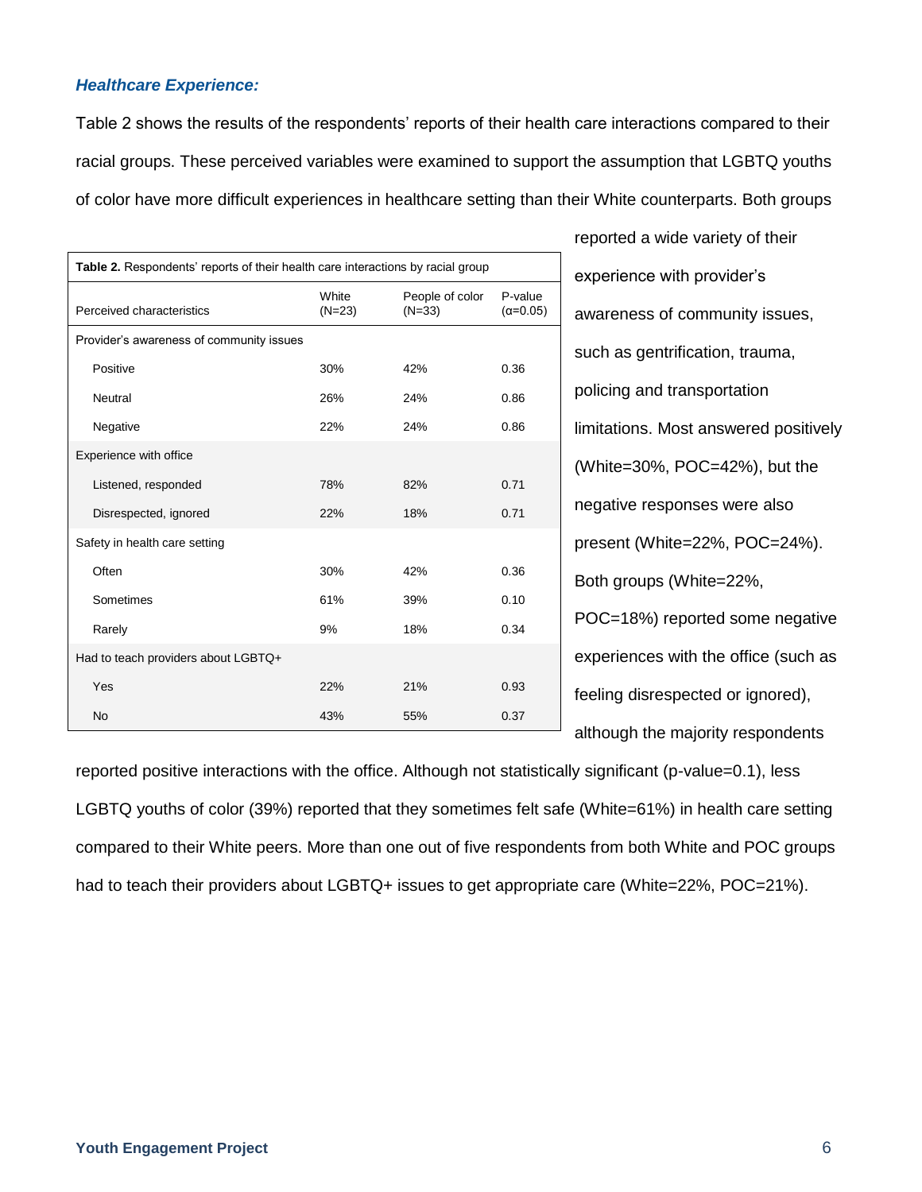### *Healthcare Experience:*

Table 2 shows the results of the respondents' reports of their health care interactions compared to their racial groups. These perceived variables were examined to support the assumption that LGBTQ youths of color have more difficult experiences in healthcare setting than their White counterparts. Both groups reported a wide variety of their experience with provider's awareness of community issues, such as gentrification, trauma, policing and transportation limitations. Most answered positively (White=30%, POC=42%), but the negative responses were also present (White=22%, POC=24%). Both groups (White=22%, POC=18%) reported some negative experiences with the office (such as feeling disrespected or ignored), although the majority respondents reported positive interactions with the office. Although not statistically significant (p-value=0.1), less LGBTQ youths of color (39%) reported that they sometimes felt safe (White=61%) in health care setting compared to their White peers. More than one out of five respondents from both White and POC groups had to teach their providers about LGBTQ+ issues to get appropriate care (White=22%, POC=21%).

**Table 2.** Respondents' reports of their health care interactions by racial group

| Perceived characteristics | White (N=23) | People of color (N=33) | P-value ($\alpha$=0.05) |
|---|---|---|---|
| Provider's awareness of community issues | | | |
| Positive | 30% | 42% | 0.36 |
| Neutral | 26% | 24% | 0.86 |
| Negative | 22% | 24% | 0.86 |
| Experience with office | | | |
| Listened, responded | 78% | 82% | 0.71 |
| Disrespected, ignored | 22% | 18% | 0.71 |
| Safety in health care setting | | | |
| Often | 30% | 42% | 0.36 |
| Sometimes | 61% | 39% | 0.10 |
| Rarely | 9% | 18% | 0.34 |
| Had to teach providers about LGBTQ+ | | | |
| Yes | 22% | 21% | 0.93 |
| No | 43% | 55% | 0.37 |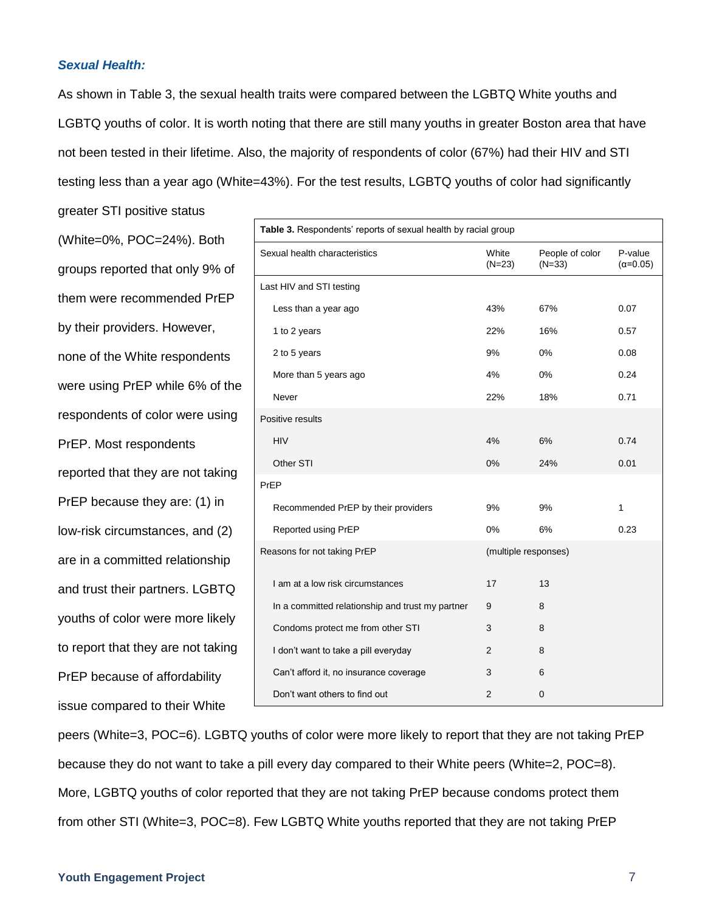### *Sexual Health:*

As shown in Table 3, the sexual health traits were compared between the LGBTQ White youths and LGBTQ youths of color. It is worth noting that there are still many youths in greater Boston area that have not been tested in their lifetime. Also, the majority of respondents of color (67%) had their HIV and STI testing less than a year ago (White=43%). For the test results, LGBTQ youths of color had significantly greater STI positive status (White=0%, POC=24%). Both groups reported that only 9% of them were recommended PrEP by their providers. However, none of the White respondents were using PrEP while 6% of the respondents of color were using PrEP. Most respondents reported that they are not taking PrEP because they are: (1) in low-risk circumstances, and (2) are in a committed relationship and trust their partners. LGBTQ youths of color were more likely to report that they are not taking PrEP because of affordability issue compared to their White peers (White=3, POC=6). LGBTQ youths of color were more likely to report that they are not taking PrEP because they do not want to take a pill every day compared to their White peers (White=2, POC=8). More, LGBTQ youths of color reported that they are not taking PrEP because condoms protect them from other STI (White=3, POC=8). Few LGBTQ White youths reported that they are not taking PrEP

**Table 3.** Respondents' reports of sexual health by racial group

| Sexual health characteristics | White (N=23) | People of color (N=33) | P-value (α=0.05) |
|---|---|---|---|
| Last HIV and STI testing | | | |
| Less than a year ago | 43% | 67% | 0.07 |
| 1 to 2 years | 22% | 16% | 0.57 |
| 2 to 5 years | 9% | 0% | 0.08 |
| More than 5 years ago | 4% | 0% | 0.24 |
| Never | 22% | 18% | 0.71 |
| Positive results | | | |
| HIV | 4% | 6% | 0.74 |
| Other STI | 0% | 24% | 0.01 |
| PrEP | | | |
| Recommended PrEP by their providers | 9% | 9% | 1 |
| Reported using PrEP | 0% | 6% | 0.23 |
| Reasons for not taking PrEP | (multiple responses) | | |
| I am at a low risk circumstances | 17 | 13 | |
| In a committed relationship and trust my partner | 9 | 8 | |
| Condoms protect me from other STI | 3 | 8 | |
| I don't want to take a pill everyday | 2 | 8 | |
| Can't afford it, no insurance coverage | 3 | 6 | |
| Don't want others to find out | 2 | 0 | |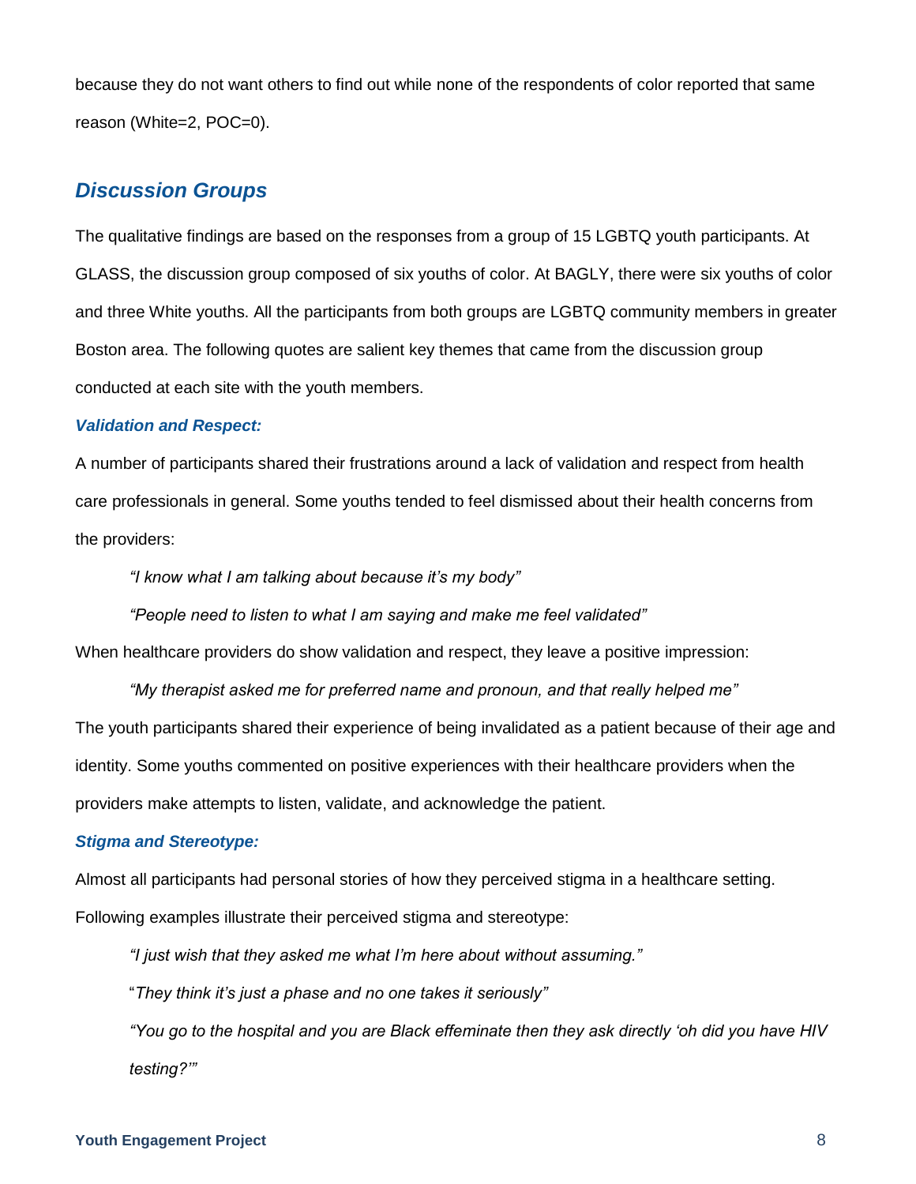because they do not want others to find out while none of the respondents of color reported that same reason (White=2, POC=0).

## *Discussion Groups*

The qualitative findings are based on the responses from a group of 15 LGBTQ youth participants. At GLASS, the discussion group composed of six youths of color. At BAGLY, there were six youths of color and three White youths. All the participants from both groups are LGBTQ community members in greater Boston area. The following quotes are salient key themes that came from the discussion group conducted at each site with the youth members.

### *Validation and Respect:*

A number of participants shared their frustrations around a lack of validation and respect from health care professionals in general. Some youths tended to feel dismissed about their health concerns from the providers:

> *"I know what I am talking about because it's my body"*
>
> *"People need to listen to what I am saying and make me feel validated"*

When healthcare providers do show validation and respect, they leave a positive impression:

> *"My therapist asked me for preferred name and pronoun, and that really helped me"*

The youth participants shared their experience of being invalidated as a patient because of their age and identity. Some youths commented on positive experiences with their healthcare providers when the providers make attempts to listen, validate, and acknowledge the patient.

### *Stigma and Stereotype:*

Almost all participants had personal stories of how they perceived stigma in a healthcare setting. Following examples illustrate their perceived stigma and stereotype:

> *"I just wish that they asked me what I'm here about without assuming."*
>
> "*They think it's just a phase and no one takes it seriously"*
>
> *"You go to the hospital and you are Black effeminate then they ask directly 'oh did you have HIV testing?'"*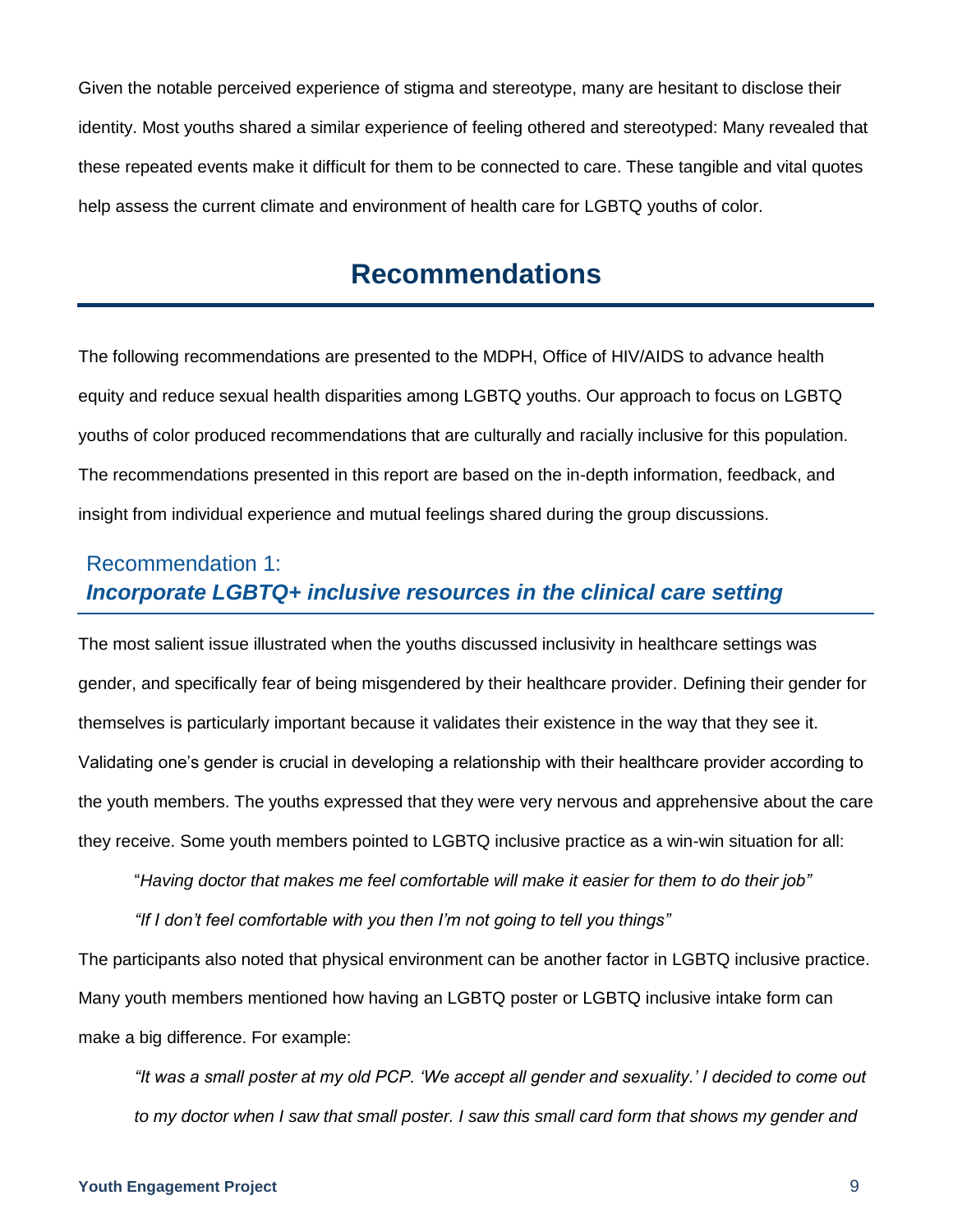Given the notable perceived experience of stigma and stereotype, many are hesitant to disclose their identity. Most youths shared a similar experience of feeling othered and stereotyped: Many revealed that these repeated events make it difficult for them to be connected to care. These tangible and vital quotes help assess the current climate and environment of health care for LGBTQ youths of color.

# Recommendations

The following recommendations are presented to the MDPH, Office of HIV/AIDS to advance health equity and reduce sexual health disparities among LGBTQ youths. Our approach to focus on LGBTQ youths of color produced recommendations that are culturally and racially inclusive for this population. The recommendations presented in this report are based on the in-depth information, feedback, and insight from individual experience and mutual feelings shared during the group discussions.

## Recommendation 1: *Incorporate LGBTQ+ inclusive resources in the clinical care setting*

The most salient issue illustrated when the youths discussed inclusivity in healthcare settings was gender, and specifically fear of being misgendered by their healthcare provider. Defining their gender for themselves is particularly important because it validates their existence in the way that they see it. Validating one's gender is crucial in developing a relationship with their healthcare provider according to the youth members. The youths expressed that they were very nervous and apprehensive about the care they receive. Some youth members pointed to LGBTQ inclusive practice as a win-win situation for all:

> "*Having doctor that makes me feel comfortable will make it easier for them to do their job"*
>
> *"If I don't feel comfortable with you then I'm not going to tell you things"*

The participants also noted that physical environment can be another factor in LGBTQ inclusive practice. Many youth members mentioned how having an LGBTQ poster or LGBTQ inclusive intake form can make a big difference. For example:

> *"It was a small poster at my old PCP. 'We accept all gender and sexuality.' I decided to come out to my doctor when I saw that small poster. I saw this small card form that shows my gender and*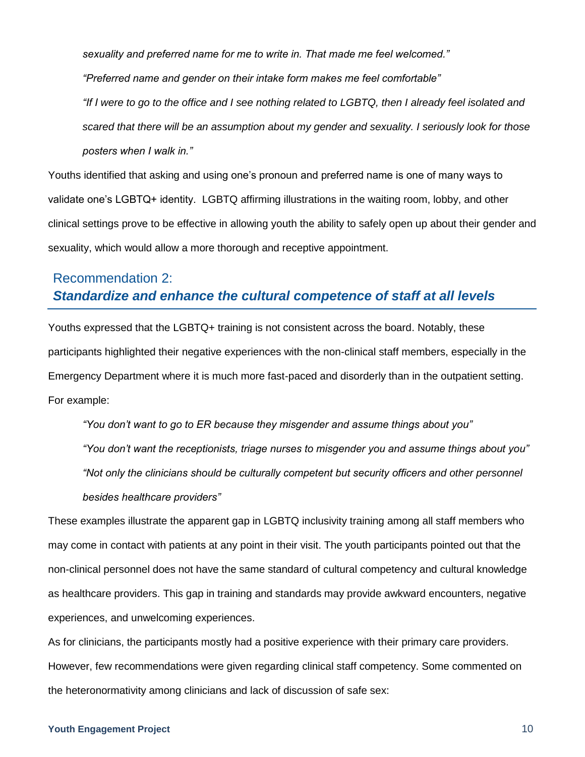*sexuality and preferred name for me to write in. That made me feel welcomed."*

*"Preferred name and gender on their intake form makes me feel comfortable"*

*"If I were to go to the office and I see nothing related to LGBTQ, then I already feel isolated and scared that there will be an assumption about my gender and sexuality. I seriously look for those posters when I walk in."*

Youths identified that asking and using one's pronoun and preferred name is one of many ways to validate one's LGBTQ+ identity. LGBTQ affirming illustrations in the waiting room, lobby, and other clinical settings prove to be effective in allowing youth the ability to safely open up about their gender and sexuality, which would allow a more thorough and receptive appointment.

## Recommendation 2: ***Standardize and enhance the cultural competence of staff at all levels***

Youths expressed that the LGBTQ+ training is not consistent across the board. Notably, these participants highlighted their negative experiences with the non-clinical staff members, especially in the Emergency Department where it is much more fast-paced and disorderly than in the outpatient setting. For example:

*"You don't want to go to ER because they misgender and assume things about you"*

*"You don't want the receptionists, triage nurses to misgender you and assume things about you"*

*"Not only the clinicians should be culturally competent but security officers and other personnel besides healthcare providers"*

These examples illustrate the apparent gap in LGBTQ inclusivity training among all staff members who may come in contact with patients at any point in their visit. The youth participants pointed out that the non-clinical personnel does not have the same standard of cultural competency and cultural knowledge as healthcare providers. This gap in training and standards may provide awkward encounters, negative experiences, and unwelcoming experiences.

As for clinicians, the participants mostly had a positive experience with their primary care providers. However, few recommendations were given regarding clinical staff competency. Some commented on the heteronormativity among clinicians and lack of discussion of safe sex: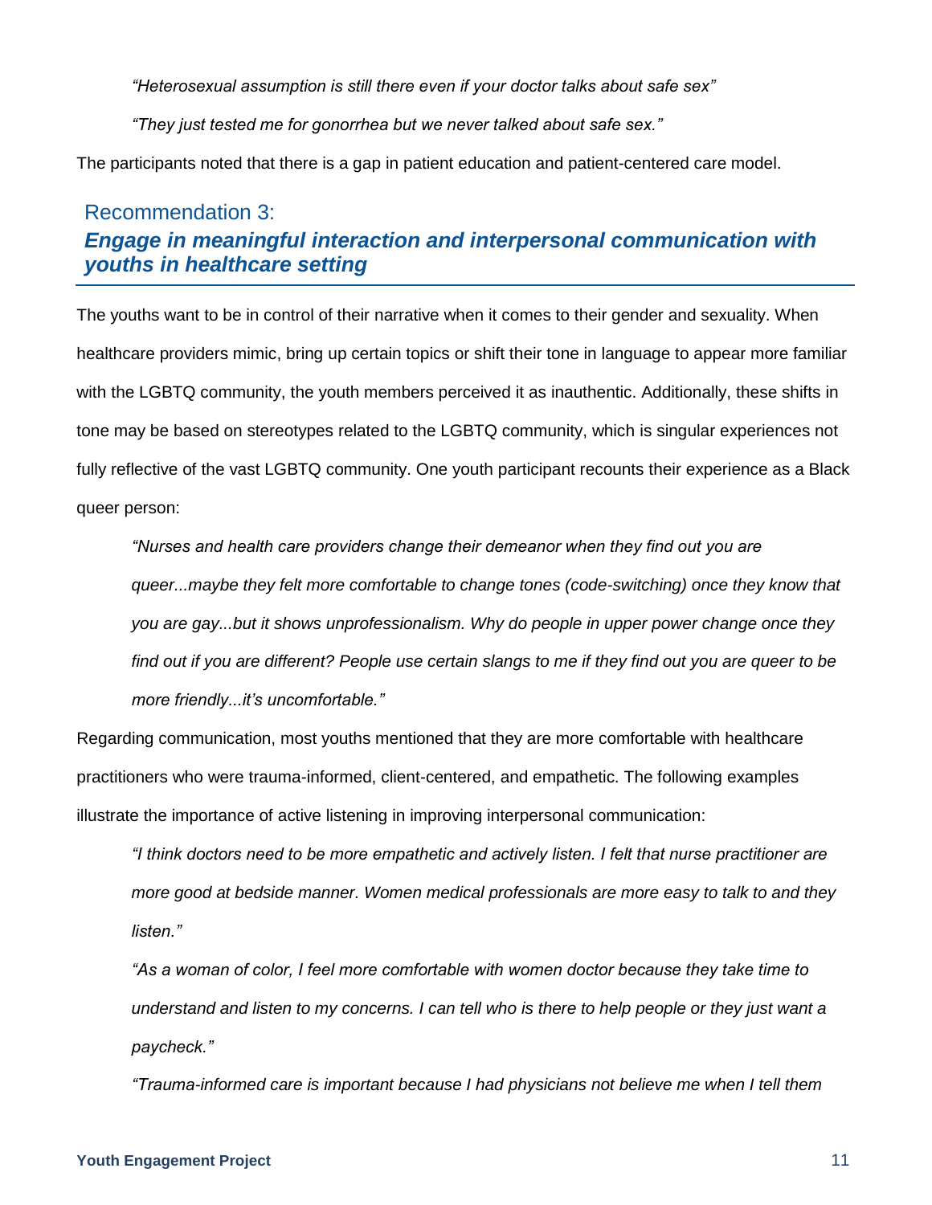*"Heterosexual assumption is still there even if your doctor talks about safe sex"*

*"They just tested me for gonorrhea but we never talked about safe sex."*

The participants noted that there is a gap in patient education and patient-centered care model.

## Recommendation 3:
## *Engage in meaningful interaction and interpersonal communication with youths in healthcare setting*

The youths want to be in control of their narrative when it comes to their gender and sexuality. When healthcare providers mimic, bring up certain topics or shift their tone in language to appear more familiar with the LGBTQ community, the youth members perceived it as inauthentic. Additionally, these shifts in tone may be based on stereotypes related to the LGBTQ community, which is singular experiences not fully reflective of the vast LGBTQ community. One youth participant recounts their experience as a Black queer person:

*"Nurses and health care providers change their demeanor when they find out you are queer...maybe they felt more comfortable to change tones (code-switching) once they know that you are gay...but it shows unprofessionalism. Why do people in upper power change once they find out if you are different? People use certain slangs to me if they find out you are queer to be more friendly...it's uncomfortable."*

Regarding communication, most youths mentioned that they are more comfortable with healthcare practitioners who were trauma-informed, client-centered, and empathetic. The following examples illustrate the importance of active listening in improving interpersonal communication:

*"I think doctors need to be more empathetic and actively listen. I felt that nurse practitioner are more good at bedside manner. Women medical professionals are more easy to talk to and they listen."*

*"As a woman of color, I feel more comfortable with women doctor because they take time to understand and listen to my concerns. I can tell who is there to help people or they just want a paycheck."*

*"Trauma-informed care is important because I had physicians not believe me when I tell them*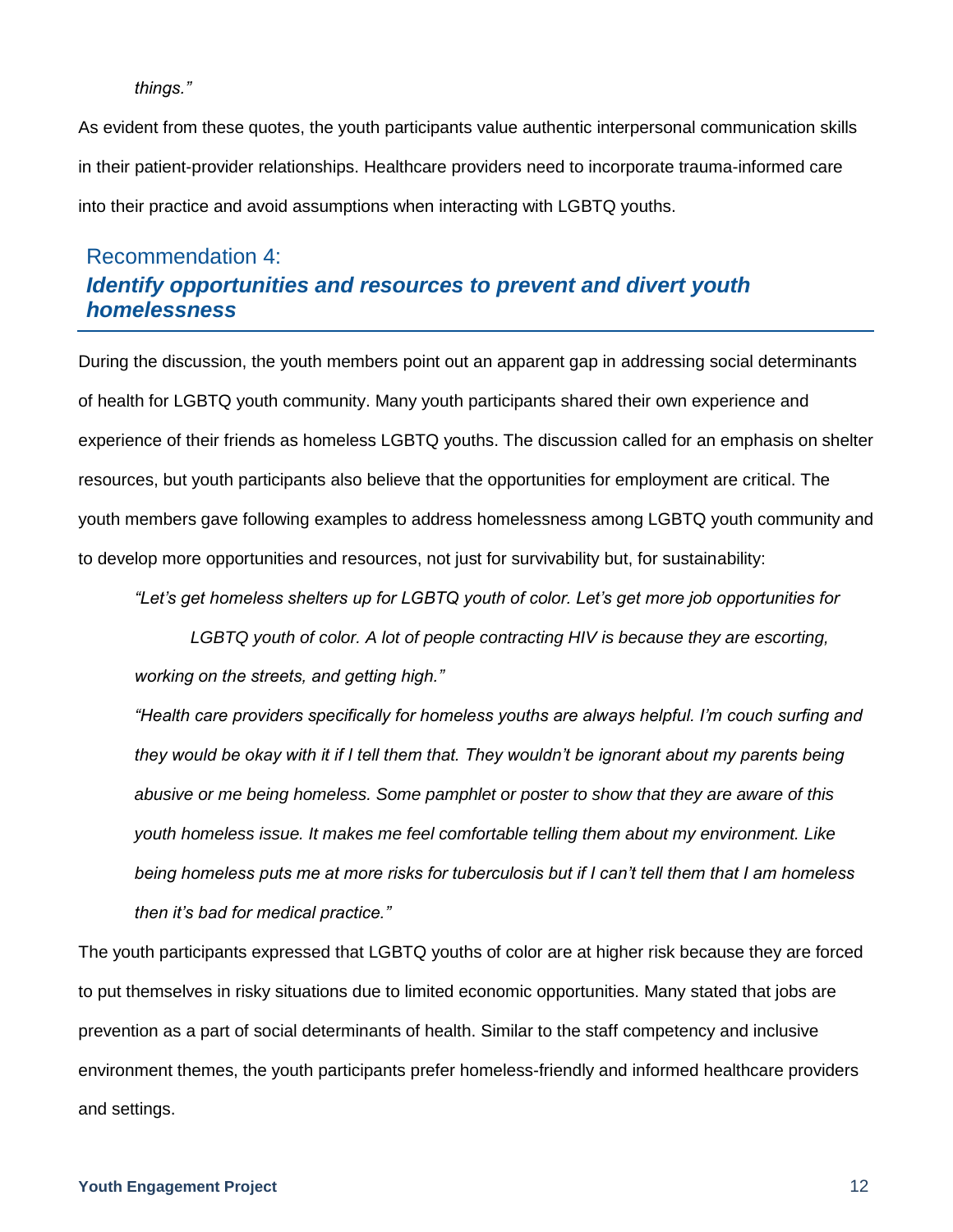*things."*

As evident from these quotes, the youth participants value authentic interpersonal communication skills in their patient-provider relationships. Healthcare providers need to incorporate trauma-informed care into their practice and avoid assumptions when interacting with LGBTQ youths.

## Recommendation 4: *Identify opportunities and resources to prevent and divert youth homelessness*

During the discussion, the youth members point out an apparent gap in addressing social determinants of health for LGBTQ youth community. Many youth participants shared their own experience and experience of their friends as homeless LGBTQ youths. The discussion called for an emphasis on shelter resources, but youth participants also believe that the opportunities for employment are critical. The youth members gave following examples to address homelessness among LGBTQ youth community and to develop more opportunities and resources, not just for survivability but, for sustainability:

> *"Let's get homeless shelters up for LGBTQ youth of color. Let's get more job opportunities for LGBTQ youth of color. A lot of people contracting HIV is because they are escorting, working on the streets, and getting high."*
>
> *"Health care providers specifically for homeless youths are always helpful. I'm couch surfing and they would be okay with it if I tell them that. They wouldn't be ignorant about my parents being abusive or me being homeless. Some pamphlet or poster to show that they are aware of this youth homeless issue. It makes me feel comfortable telling them about my environment. Like being homeless puts me at more risks for tuberculosis but if I can't tell them that I am homeless then it's bad for medical practice."*

The youth participants expressed that LGBTQ youths of color are at higher risk because they are forced to put themselves in risky situations due to limited economic opportunities. Many stated that jobs are prevention as a part of social determinants of health. Similar to the staff competency and inclusive environment themes, the youth participants prefer homeless-friendly and informed healthcare providers and settings.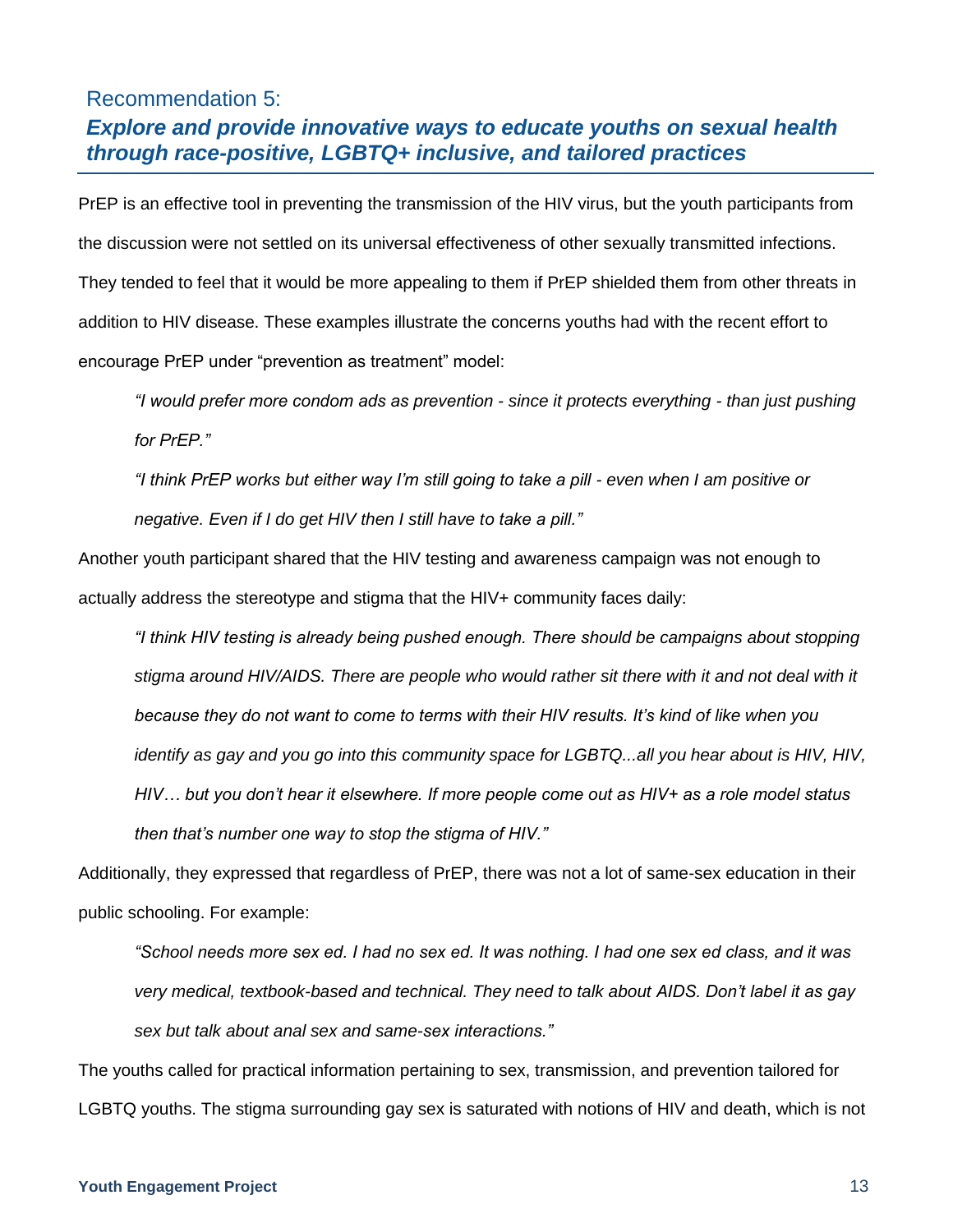## Recommendation 5:
### *Explore and provide innovative ways to educate youths on sexual health through race-positive, LGBTQ+ inclusive, and tailored practices*

PrEP is an effective tool in preventing the transmission of the HIV virus, but the youth participants from the discussion were not settled on its universal effectiveness of other sexually transmitted infections. They tended to feel that it would be more appealing to them if PrEP shielded them from other threats in addition to HIV disease. These examples illustrate the concerns youths had with the recent effort to encourage PrEP under "prevention as treatment" model:

> *"I would prefer more condom ads as prevention - since it protects everything - than just pushing for PrEP."*
>
> *"I think PrEP works but either way I'm still going to take a pill - even when I am positive or negative. Even if I do get HIV then I still have to take a pill."*

Another youth participant shared that the HIV testing and awareness campaign was not enough to actually address the stereotype and stigma that the HIV+ community faces daily:

> *"I think HIV testing is already being pushed enough. There should be campaigns about stopping stigma around HIV/AIDS. There are people who would rather sit there with it and not deal with it because they do not want to come to terms with their HIV results. It's kind of like when you identify as gay and you go into this community space for LGBTQ...all you hear about is HIV, HIV, HIV… but you don't hear it elsewhere. If more people come out as HIV+ as a role model status then that's number one way to stop the stigma of HIV."*

Additionally, they expressed that regardless of PrEP, there was not a lot of same-sex education in their public schooling. For example:

> *"School needs more sex ed. I had no sex ed. It was nothing. I had one sex ed class, and it was very medical, textbook-based and technical. They need to talk about AIDS. Don't label it as gay sex but talk about anal sex and same-sex interactions."*

The youths called for practical information pertaining to sex, transmission, and prevention tailored for LGBTQ youths. The stigma surrounding gay sex is saturated with notions of HIV and death, which is not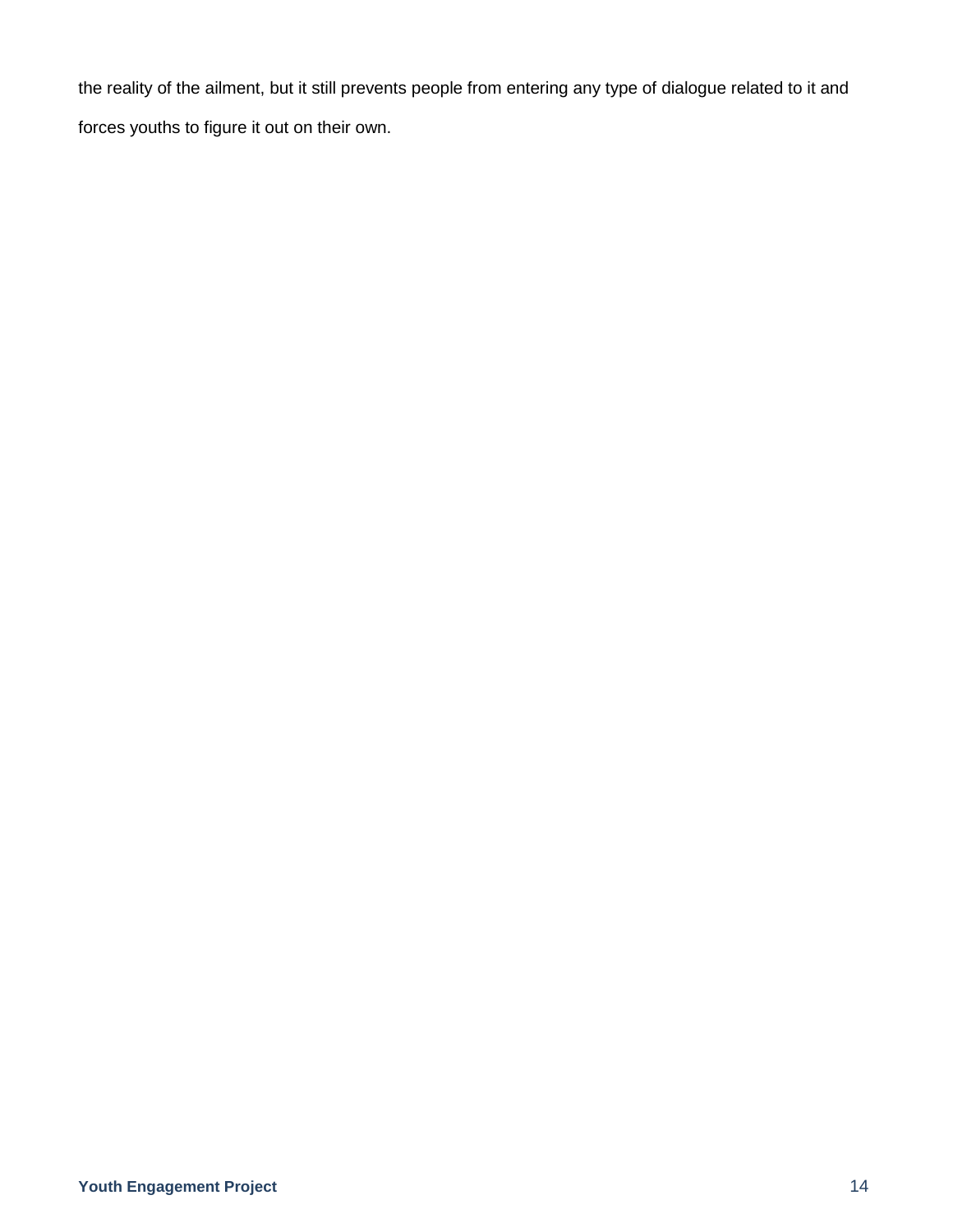the reality of the ailment, but it still prevents people from entering any type of dialogue related to it and forces youths to figure it out on their own.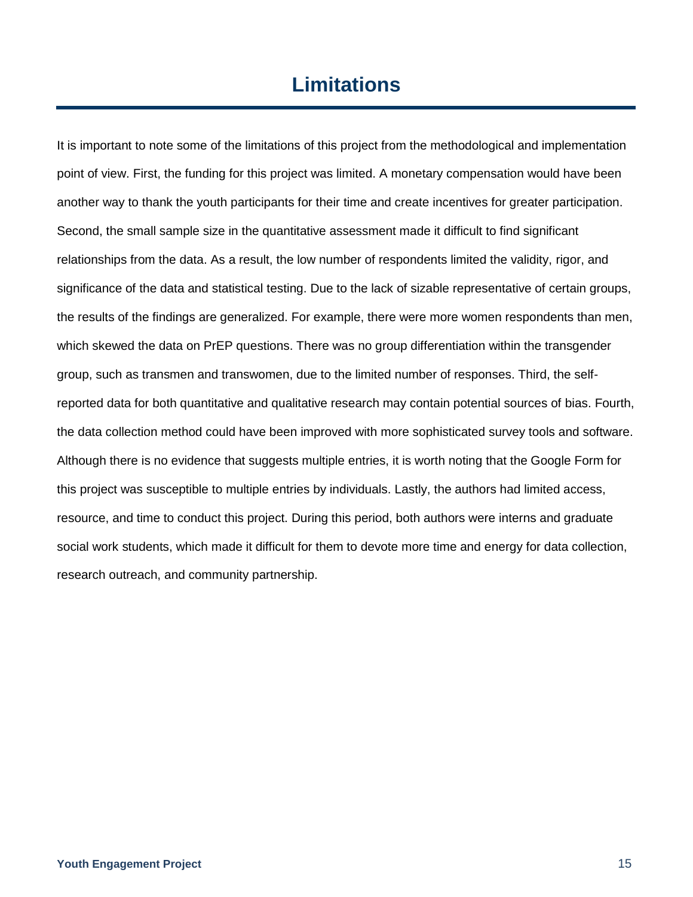# Limitations

It is important to note some of the limitations of this project from the methodological and implementation point of view. First, the funding for this project was limited. A monetary compensation would have been another way to thank the youth participants for their time and create incentives for greater participation. Second, the small sample size in the quantitative assessment made it difficult to find significant relationships from the data. As a result, the low number of respondents limited the validity, rigor, and significance of the data and statistical testing. Due to the lack of sizable representative of certain groups, the results of the findings are generalized. For example, there were more women respondents than men, which skewed the data on PrEP questions. There was no group differentiation within the transgender group, such as transmen and transwomen, due to the limited number of responses. Third, the self-reported data for both quantitative and qualitative research may contain potential sources of bias. Fourth, the data collection method could have been improved with more sophisticated survey tools and software. Although there is no evidence that suggests multiple entries, it is worth noting that the Google Form for this project was susceptible to multiple entries by individuals. Lastly, the authors had limited access, resource, and time to conduct this project. During this period, both authors were interns and graduate social work students, which made it difficult for them to devote more time and energy for data collection, research outreach, and community partnership.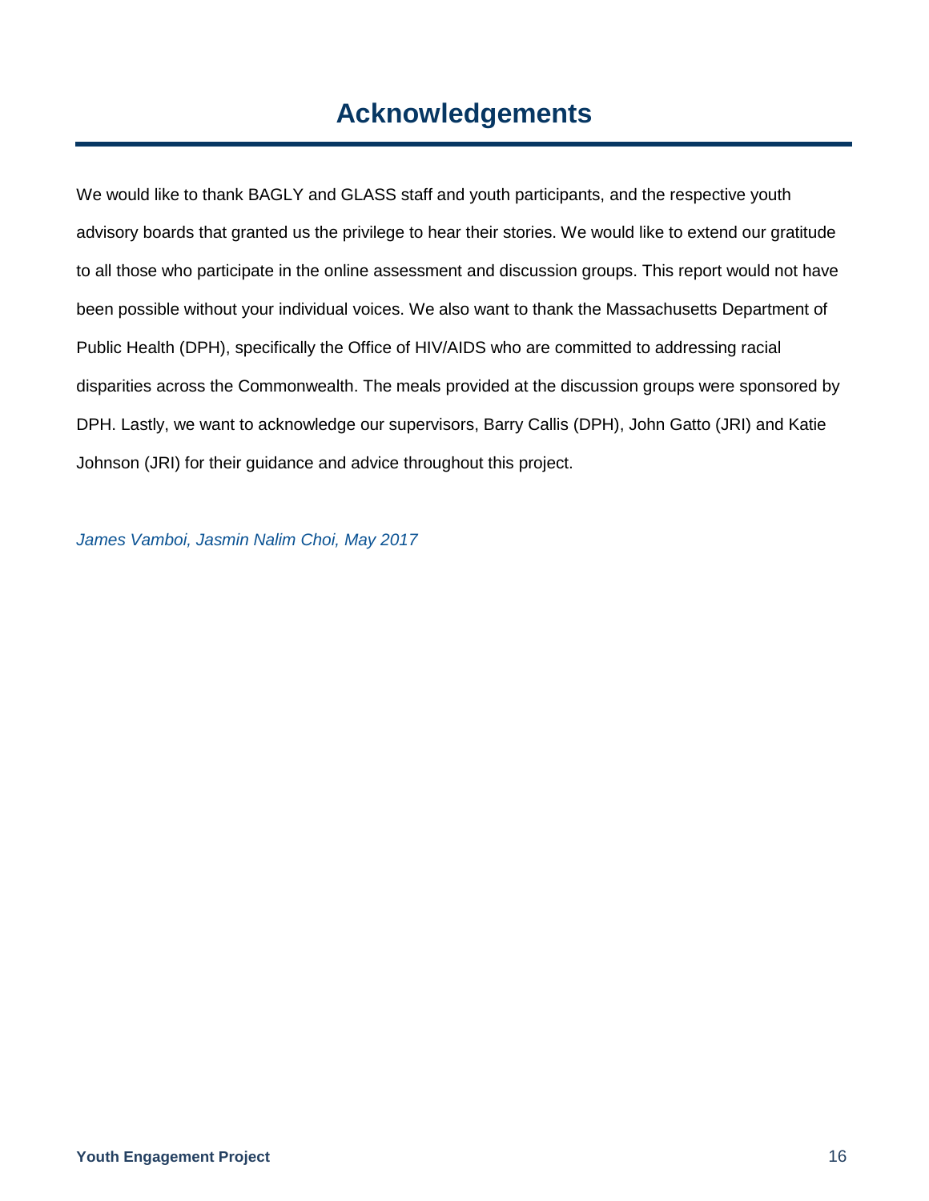# Acknowledgements

We would like to thank BAGLY and GLASS staff and youth participants, and the respective youth advisory boards that granted us the privilege to hear their stories. We would like to extend our gratitude to all those who participate in the online assessment and discussion groups. This report would not have been possible without your individual voices. We also want to thank the Massachusetts Department of Public Health (DPH), specifically the Office of HIV/AIDS who are committed to addressing racial disparities across the Commonwealth. The meals provided at the discussion groups were sponsored by DPH. Lastly, we want to acknowledge our supervisors, Barry Callis (DPH), John Gatto (JRI) and Katie Johnson (JRI) for their guidance and advice throughout this project.

*James Vamboi, Jasmin Nalim Choi, May 2017*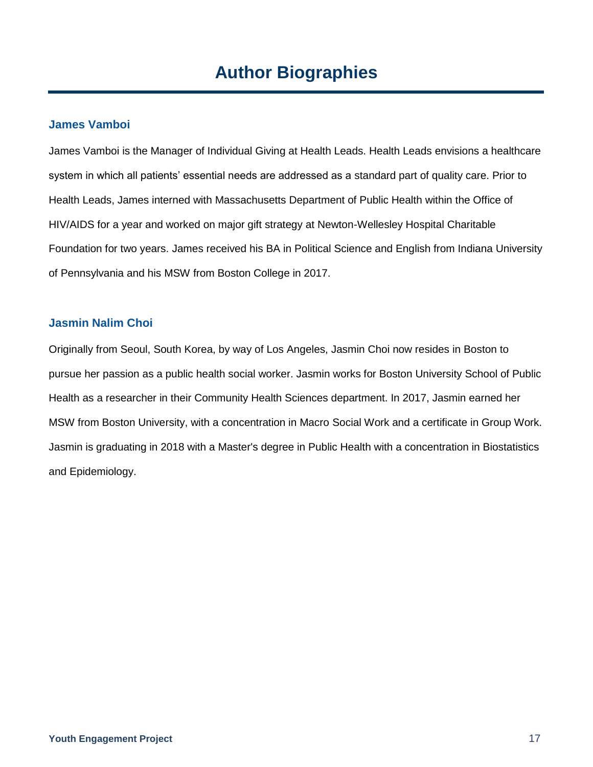# Author Biographies

## James Vamboi

James Vamboi is the Manager of Individual Giving at Health Leads. Health Leads envisions a healthcare system in which all patients' essential needs are addressed as a standard part of quality care. Prior to Health Leads, James interned with Massachusetts Department of Public Health within the Office of HIV/AIDS for a year and worked on major gift strategy at Newton-Wellesley Hospital Charitable Foundation for two years. James received his BA in Political Science and English from Indiana University of Pennsylvania and his MSW from Boston College in 2017.

## Jasmin Nalim Choi

Originally from Seoul, South Korea, by way of Los Angeles, Jasmin Choi now resides in Boston to pursue her passion as a public health social worker. Jasmin works for Boston University School of Public Health as a researcher in their Community Health Sciences department. In 2017, Jasmin earned her MSW from Boston University, with a concentration in Macro Social Work and a certificate in Group Work. Jasmin is graduating in 2018 with a Master's degree in Public Health with a concentration in Biostatistics and Epidemiology.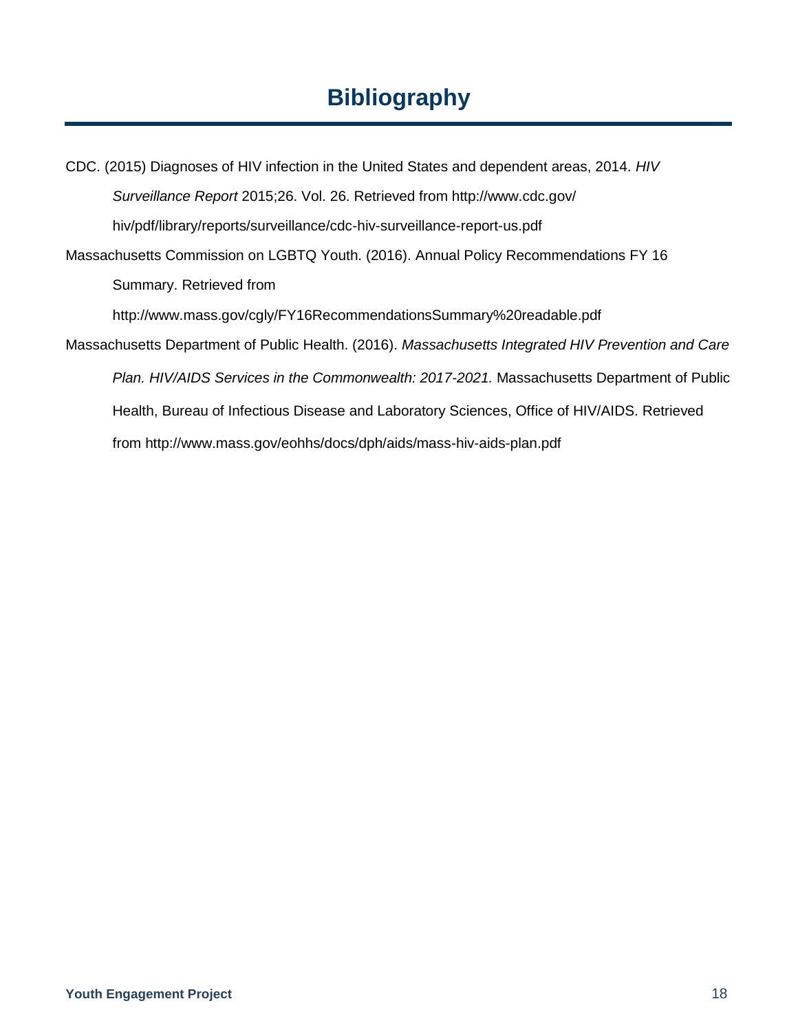# Bibliography

CDC. (2015) Diagnoses of HIV infection in the United States and dependent areas, 2014. *HIV Surveillance Report* 2015;26. Vol. 26. Retrieved from http://www.cdc.gov/hiv/pdf/library/reports/surveillance/cdc-hiv-surveillance-report-us.pdf

Massachusetts Commission on LGBTQ Youth. (2016). Annual Policy Recommendations FY 16 Summary. Retrieved from http://www.mass.gov/cgly/FY16RecommendationsSummary%20readable.pdf

Massachusetts Department of Public Health. (2016). *Massachusetts Integrated HIV Prevention and Care Plan. HIV/AIDS Services in the Commonwealth: 2017-2021.* Massachusetts Department of Public Health, Bureau of Infectious Disease and Laboratory Sciences, Office of HIV/AIDS. Retrieved from http://www.mass.gov/eohhs/docs/dph/aids/mass-hiv-aids-plan.pdf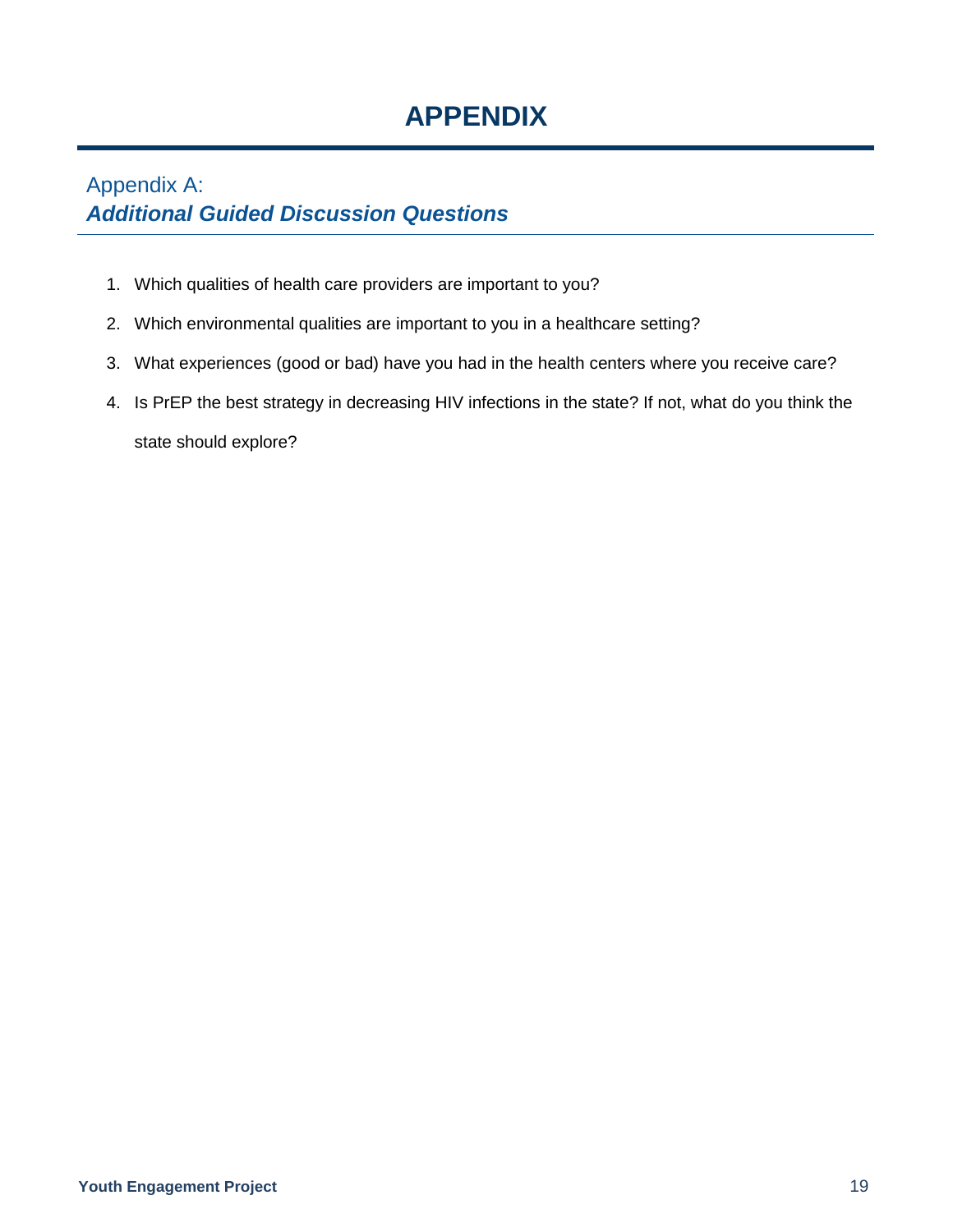# APPENDIX

## Appendix A: *Additional Guided Discussion Questions*

1. Which qualities of health care providers are important to you?
2. Which environmental qualities are important to you in a healthcare setting?
3. What experiences (good or bad) have you had in the health centers where you receive care?
4. Is PrEP the best strategy in decreasing HIV infections in the state? If not, what do you think the state should explore?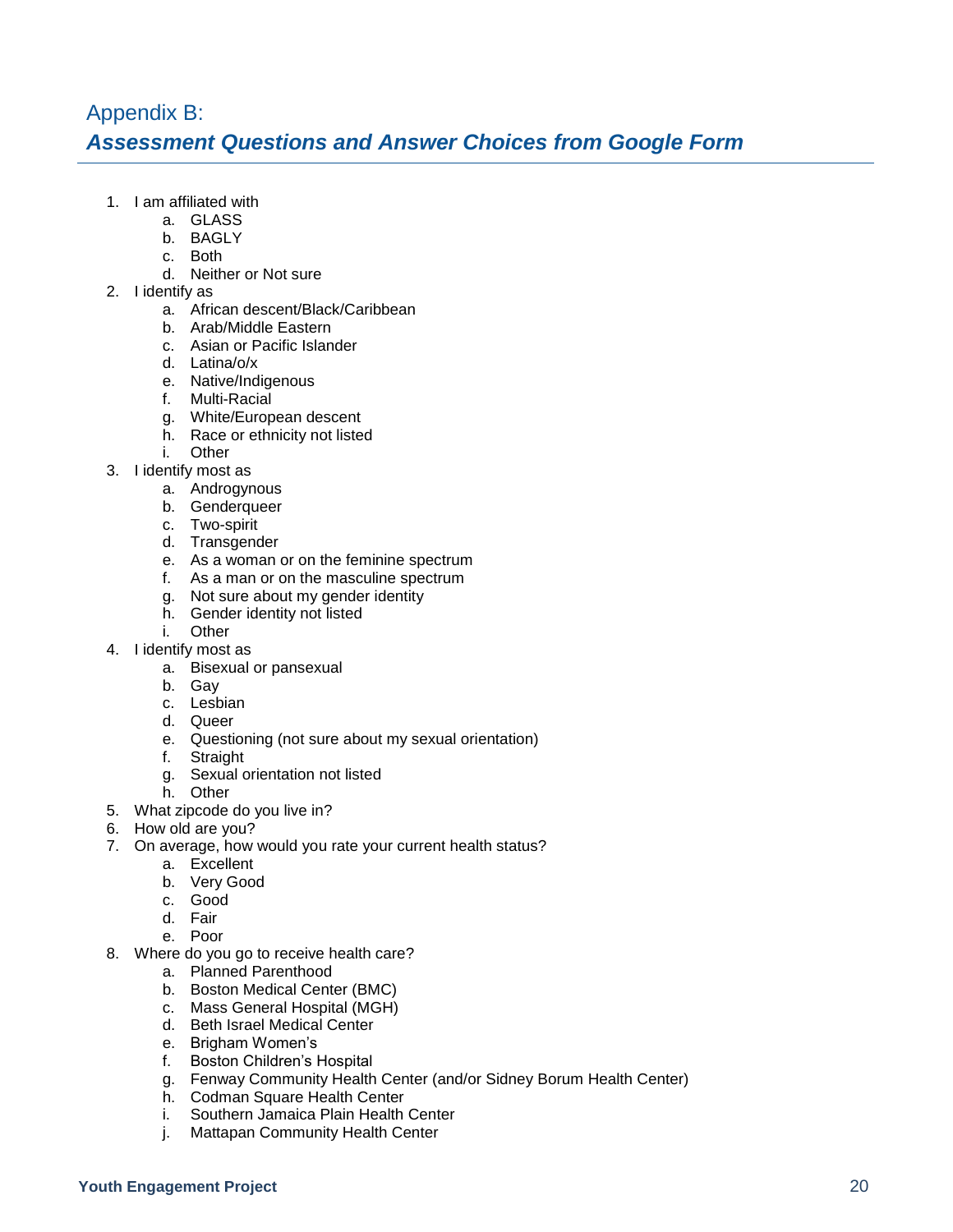## Appendix B:

### *Assessment Questions and Answer Choices from Google Form*

1. I am affiliated with
    a. GLASS
    b. BAGLY
    c. Both
    d. Neither or Not sure
2. I identify as
    a. African descent/Black/Caribbean
    b. Arab/Middle Eastern
    c. Asian or Pacific Islander
    d. Latina/o/x
    e. Native/Indigenous
    f. Multi-Racial
    g. White/European descent
    h. Race or ethnicity not listed
    i. Other
3. I identify most as
    a. Androgynous
    b. Genderqueer
    c. Two-spirit
    d. Transgender
    e. As a woman or on the feminine spectrum
    f. As a man or on the masculine spectrum
    g. Not sure about my gender identity
    h. Gender identity not listed
    i. Other
4. I identify most as
    a. Bisexual or pansexual
    b. Gay
    c. Lesbian
    d. Queer
    e. Questioning (not sure about my sexual orientation)
    f. Straight
    g. Sexual orientation not listed
    h. Other
5. What zipcode do you live in?
6. How old are you?
7. On average, how would you rate your current health status?
    a. Excellent
    b. Very Good
    c. Good
    d. Fair
    e. Poor
8. Where do you go to receive health care?
    a. Planned Parenthood
    b. Boston Medical Center (BMC)
    c. Mass General Hospital (MGH)
    d. Beth Israel Medical Center
    e. Brigham Women's
    f. Boston Children's Hospital
    g. Fenway Community Health Center (and/or Sidney Borum Health Center)
    h. Codman Square Health Center
    i. Southern Jamaica Plain Health Center
    j. Mattapan Community Health Center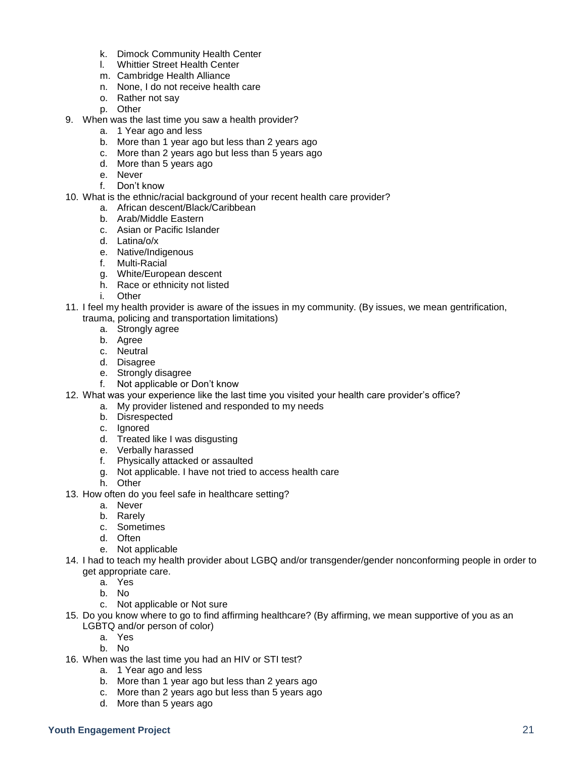k. Dimock Community Health Center
    l. Whittier Street Health Center
    m. Cambridge Health Alliance
    n. None, I do not receive health care
    o. Rather not say
    p. Other

9. When was the last time you saw a health provider?
    a. 1 Year ago and less
    b. More than 1 year ago but less than 2 years ago
    c. More than 2 years ago but less than 5 years ago
    d. More than 5 years ago
    e. Never
    f. Don't know
10. What is the ethnic/racial background of your recent health care provider?
    a. African descent/Black/Caribbean
    b. Arab/Middle Eastern
    c. Asian or Pacific Islander
    d. Latina/o/x
    e. Native/Indigenous
    f. Multi-Racial
    g. White/European descent
    h. Race or ethnicity not listed
    i. Other
11. I feel my health provider is aware of the issues in my community. (By issues, we mean gentrification, trauma, policing and transportation limitations)
    a. Strongly agree
    b. Agree
    c. Neutral
    d. Disagree
    e. Strongly disagree
    f. Not applicable or Don't know
12. What was your experience like the last time you visited your health care provider's office?
    a. My provider listened and responded to my needs
    b. Disrespected
    c. Ignored
    d. Treated like I was disgusting
    e. Verbally harassed
    f. Physically attacked or assaulted
    g. Not applicable. I have not tried to access health care
    h. Other
13. How often do you feel safe in healthcare setting?
    a. Never
    b. Rarely
    c. Sometimes
    d. Often
    e. Not applicable
14. I had to teach my health provider about LGBQ and/or transgender/gender nonconforming people in order to get appropriate care.
    a. Yes
    b. No
    c. Not applicable or Not sure
15. Do you know where to go to find affirming healthcare? (By affirming, we mean supportive of you as an LGBTQ and/or person of color)
    a. Yes
    b. No
16. When was the last time you had an HIV or STI test?
    a. 1 Year ago and less
    b. More than 1 year ago but less than 2 years ago
    c. More than 2 years ago but less than 5 years ago
    d. More than 5 years ago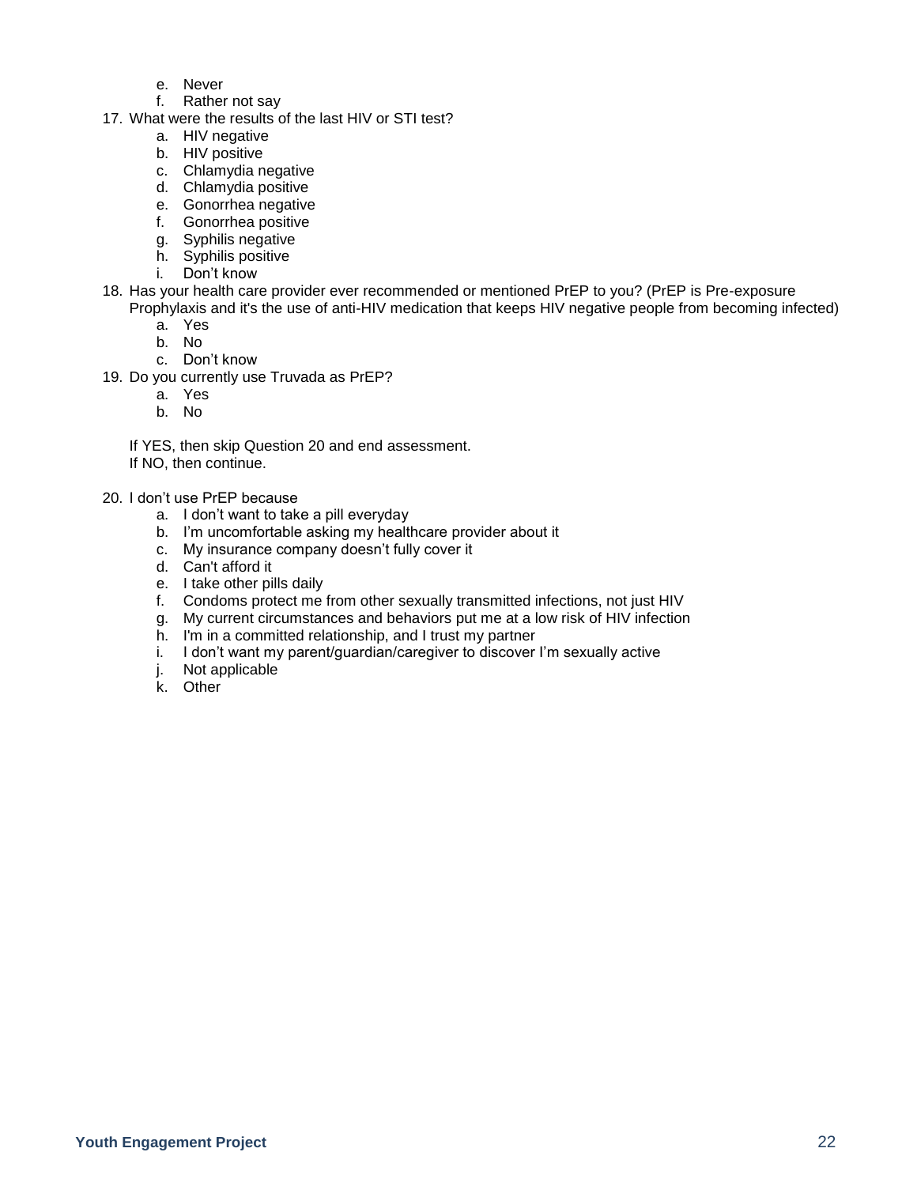e. Never
   f. Rather not say

17. What were the results of the last HIV or STI test?
    a. HIV negative
    b. HIV positive
    c. Chlamydia negative
    d. Chlamydia positive
    e. Gonorrhea negative
    f. Gonorrhea positive
    g. Syphilis negative
    h. Syphilis positive
    i. Don't know

18. Has your health care provider ever recommended or mentioned PrEP to you? (PrEP is Pre-exposure Prophylaxis and it's the use of anti-HIV medication that keeps HIV negative people from becoming infected)
    a. Yes
    b. No
    c. Don't know

19. Do you currently use Truvada as PrEP?
    a. Yes
    b. No

    If YES, then skip Question 20 and end assessment.
    If NO, then continue.

20. I don't use PrEP because
    a. I don't want to take a pill everyday
    b. I'm uncomfortable asking my healthcare provider about it
    c. My insurance company doesn't fully cover it
    d. Can't afford it
    e. I take other pills daily
    f. Condoms protect me from other sexually transmitted infections, not just HIV
    g. My current circumstances and behaviors put me at a low risk of HIV infection
    h. I'm in a committed relationship, and I trust my partner
    i. I don't want my parent/guardian/caregiver to discover I'm sexually active
    j. Not applicable
    k. Other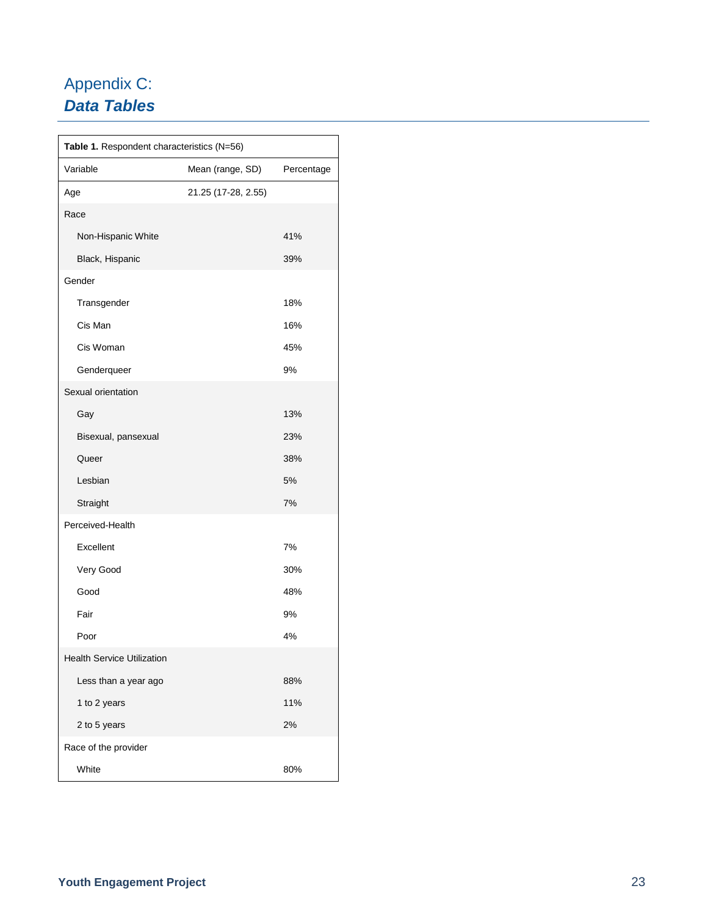# Appendix C:
## *Data Tables*

| **Table 1.** Respondent characteristics (N=56) | | |
|---|---|---|
| Variable | Mean (range, SD) | Percentage |
| Age | 21.25 (17-28, 2.55) | |
| Race | | |
| Non-Hispanic White | | 41% |
| Black, Hispanic | | 39% |
| Gender | | |
| Transgender | | 18% |
| Cis Man | | 16% |
| Cis Woman | | 45% |
| Genderqueer | | 9% |
| Sexual orientation | | |
| Gay | | 13% |
| Bisexual, pansexual | | 23% |
| Queer | | 38% |
| Lesbian | | 5% |
| Straight | | 7% |
| Perceived-Health | | |
| Excellent | | 7% |
| Very Good | | 30% |
| Good | | 48% |
| Fair | | 9% |
| Poor | | 4% |
| Health Service Utilization | | |
| Less than a year ago | | 88% |
| 1 to 2 years | | 11% |
| 2 to 5 years | | 2% |
| Race of the provider | | |
| White | | 80% |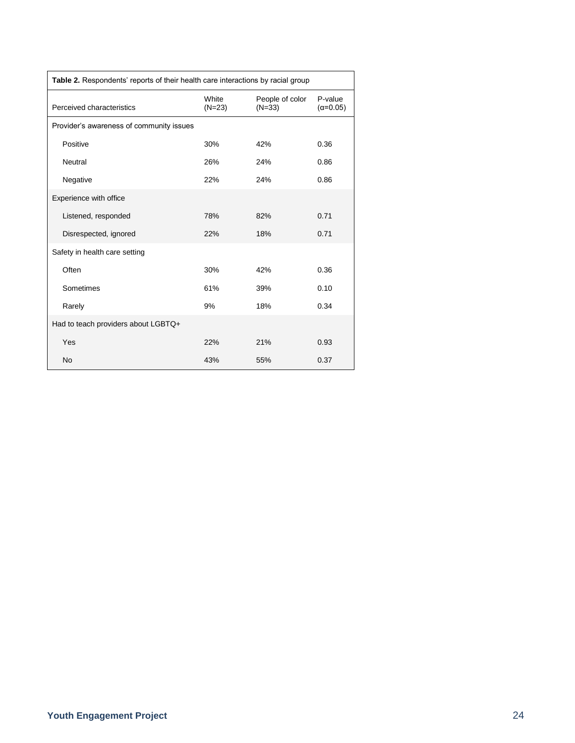**Table 2.** Respondents' reports of their health care interactions by racial group

| Perceived characteristics | White (N=23) | People of color (N=33) | P-value ($\alpha$=0.05) |
|---|---|---|---|
| Provider's awareness of community issues | | | |
| Positive | 30% | 42% | 0.36 |
| Neutral | 26% | 24% | 0.86 |
| Negative | 22% | 24% | 0.86 |
| Experience with office | | | |
| Listened, responded | 78% | 82% | 0.71 |
| Disrespected, ignored | 22% | 18% | 0.71 |
| Safety in health care setting | | | |
| Often | 30% | 42% | 0.36 |
| Sometimes | 61% | 39% | 0.10 |
| Rarely | 9% | 18% | 0.34 |
| Had to teach providers about LGBTQ+ | | | |
| Yes | 22% | 21% | 0.93 |
| No | 43% | 55% | 0.37 |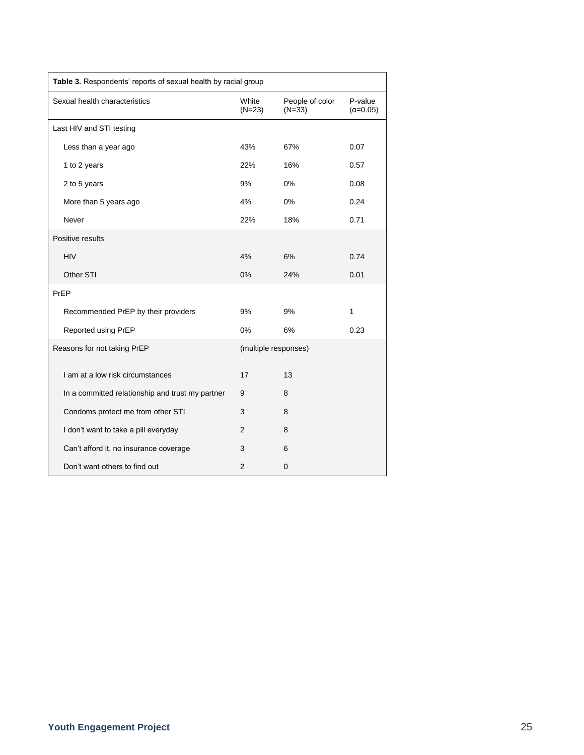**Table 3.** Respondents' reports of sexual health by racial group

| Sexual health characteristics | White (N=23) | People of color (N=33) | P-value (α=0.05) |
|---|---|---|---|
| Last HIV and STI testing | | | |
| Less than a year ago | 43% | 67% | 0.07 |
| 1 to 2 years | 22% | 16% | 0.57 |
| 2 to 5 years | 9% | 0% | 0.08 |
| More than 5 years ago | 4% | 0% | 0.24 |
| Never | 22% | 18% | 0.71 |
| Positive results | | | |
| HIV | 4% | 6% | 0.74 |
| Other STI | 0% | 24% | 0.01 |
| PrEP | | | |
| Recommended PrEP by their providers | 9% | 9% | 1 |
| Reported using PrEP | 0% | 6% | 0.23 |
| Reasons for not taking PrEP | (multiple responses) | | |
| I am at a low risk circumstances | 17 | 13 | |
| In a committed relationship and trust my partner | 9 | 8 | |
| Condoms protect me from other STI | 3 | 8 | |
| I don't want to take a pill everyday | 2 | 8 | |
| Can't afford it, no insurance coverage | 3 | 6 | |
| Don't want others to find out | 2 | 0 | |